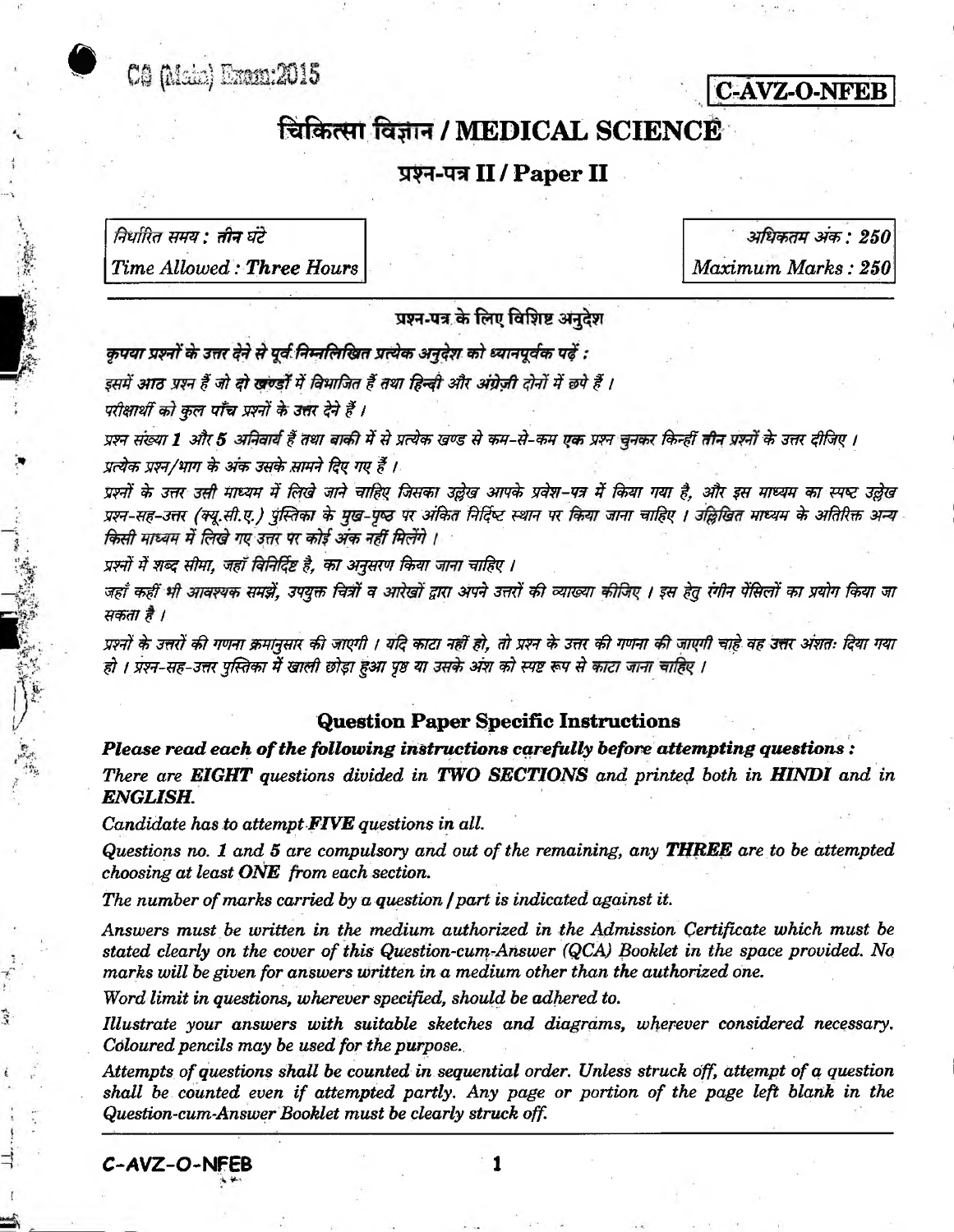CS (Main) Exam:2015

**C-AVZ-O-NFEB**

# चिकित्सा विज्ञान / MEDICAL SCIENCE

## प्रश्न-पत्र II / Paper II

| निर्धारित समय : तीन घंटे | अधिकतम अंक : 250 |
| --- | --- |
| *Time Allowed : Three Hours* | *Maximum Marks : 250* |

### प्रश्न-पत्र के लिए विशिष्ट अनुदेश

***कृपया प्रश्नों के उत्तर देने से पूर्व निम्नलिखित प्रत्येक अनुदेश को ध्यानपूर्वक पढ़ें :***

*इसमें आठ प्रश्न हैं जो दो खण्डों में विभाजित हैं तथा हिन्दी और अंग्रेज़ी दोनों में छपे हैं ।*

*परीक्षार्थी को कुल पाँच प्रश्नों के उत्तर देने हैं ।*

*प्रश्न संख्या **1** और **5** अनिवार्य हैं तथा बाकी में से प्रत्येक खण्ड से कम-से-कम **एक** प्रश्न चुनकर किन्हीं **तीन** प्रश्नों के उत्तर दीजिए ।*

*प्रत्येक प्रश्न/भाग के अंक उसके सामने दिए गए हैं ।*

*प्रश्नों के उत्तर उसी माध्यम में लिखे जाने चाहिए जिसका उल्लेख आपके प्रवेश-पत्र में किया गया है, और इस माध्यम का स्पष्ट उल्लेख प्रश्न-सह-उत्तर (क्यू.सी.ए.) पुस्तिका के मुख-पृष्ठ पर अंकित निर्दिष्ट स्थान पर किया जाना चाहिए । उल्लिखित माध्यम के अतिरिक्त अन्य किसी माध्यम में लिखे गए उत्तर पर कोई अंक नहीं मिलेंगे ।*

*प्रश्नों में शब्द सीमा, जहाँ विनिर्दिष्ट है, का अनुसरण किया जाना चाहिए ।*

*जहाँ कहीं भी आवश्यक समझें, उपयुक्त चित्रों व आरेखों द्वारा अपने उत्तरों की व्याख्या कीजिए । इस हेतु रंगीन पेंसिलों का प्रयोग किया जा सकता है ।*

*प्रश्नों के उत्तरों की गणना क्रमानुसार की जाएगी । यदि काटा नहीं हो, तो प्रश्न के उत्तर की गणना की जाएगी चाहे वह उत्तर अंशतः दिया गया हो । प्रश्न-सह-उत्तर पुस्तिका में खाली छोड़ा हुआ पृष्ठ या उसके अंश को स्पष्ट रूप से काटा जाना चाहिए ।*

### Question Paper Specific Instructions

***Please read each of the following instructions carefully before attempting questions :***

*There are **EIGHT** questions divided in **TWO SECTIONS** and printed both in **HINDI** and in **ENGLISH**.*

*Candidate has to attempt **FIVE** questions in all.*

*Questions no. 1 and 5 are compulsory and out of the remaining, any **THREE** are to be attempted choosing at least **ONE** from each section.*

*The number of marks carried by a question / part is indicated against it.*

*Answers must be written in the medium authorized in the Admission Certificate which must be stated clearly on the cover of this Question-cum-Answer (QCA) Booklet in the space provided. No marks will be given for answers written in a medium other than the authorized one.*

*Word limit in questions, wherever specified, should be adhered to.*

*Illustrate your answers with suitable sketches and diagrams, wherever considered necessary. Coloured pencils may be used for the purpose.*

*Attempts of questions shall be counted in sequential order. Unless struck off, attempt of a question shall be counted even if attempted partly. Any page or portion of the page left blank in the Question-cum-Answer Booklet must be clearly struck off.*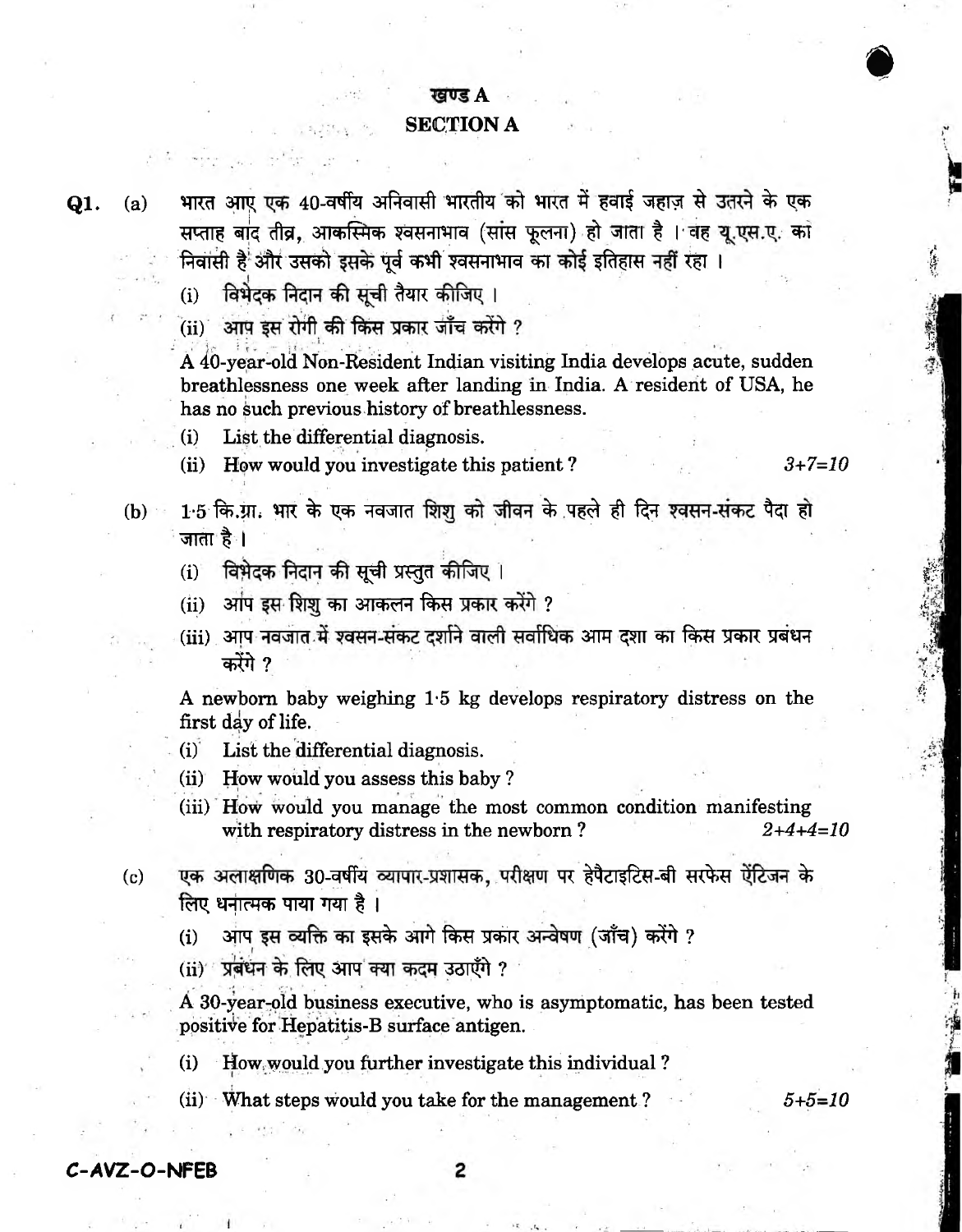## खण्ड A

## SECTION A

**Q1.** (a) भारत आए एक 40-वर्षीय अनिवासी भारतीय को भारत में हवाई जहाज़ से उतरने के एक सप्ताह बाद तीव्र, आकस्मिक श्वसनाभाव (सांस फूलना) हो जाता है । वह यू.एस.ए. का निवासी है और उसको इसके पूर्व कभी श्वसनाभाव का कोई इतिहास नहीं रहा ।

(i) विभेदक निदान की सूची तैयार कीजिए ।

(ii) आप इस रोगी की किस प्रकार जाँच करेंगे ?

A 40-year-old Non-Resident Indian visiting India develops acute, sudden breathlessness one week after landing in India. A resident of USA, he has no such previous history of breathlessness.

(i) List the differential diagnosis.

(ii) How would you investigate this patient? *3+7=10*

(b) 1·5 कि.ग्रा. भार के एक नवजात शिशु को जीवन के पहले ही दिन श्वसन-संकट पैदा हो जाता है ।

(i) विभेदक निदान की सूची प्रस्तुत कीजिए ।

(ii) आप इस शिशु का आकलन किस प्रकार करेंगे ?

(iii) आप नवजात में श्वसन-संकट दर्शाने वाली सर्वाधिक आम दशा का किस प्रकार प्रबंधन करेंगे ?

A newborn baby weighing 1·5 kg develops respiratory distress on the first day of life.

(i) List the differential diagnosis.

(ii) How would you assess this baby?

(iii) How would you manage the most common condition manifesting with respiratory distress in the newborn? *2+4+4=10*

(c) एक अलाक्षणिक 30-वर्षीय व्यापार-प्रशासक, परीक्षण पर हेपैटाइटिस-बी सरफेस ऐंटिजन के लिए धनात्मक पाया गया है ।

(i) आप इस व्यक्ति का इसके आगे किस प्रकार अन्वेषण (जाँच) करेंगे ?

(ii) प्रबंधन के लिए आप क्या कदम उठाएँगे ?

A 30-year-old business executive, who is asymptomatic, has been tested positive for Hepatitis-B surface antigen.

(i) How would you further investigate this individual?

(ii) What steps would you take for the management? *5+5=10*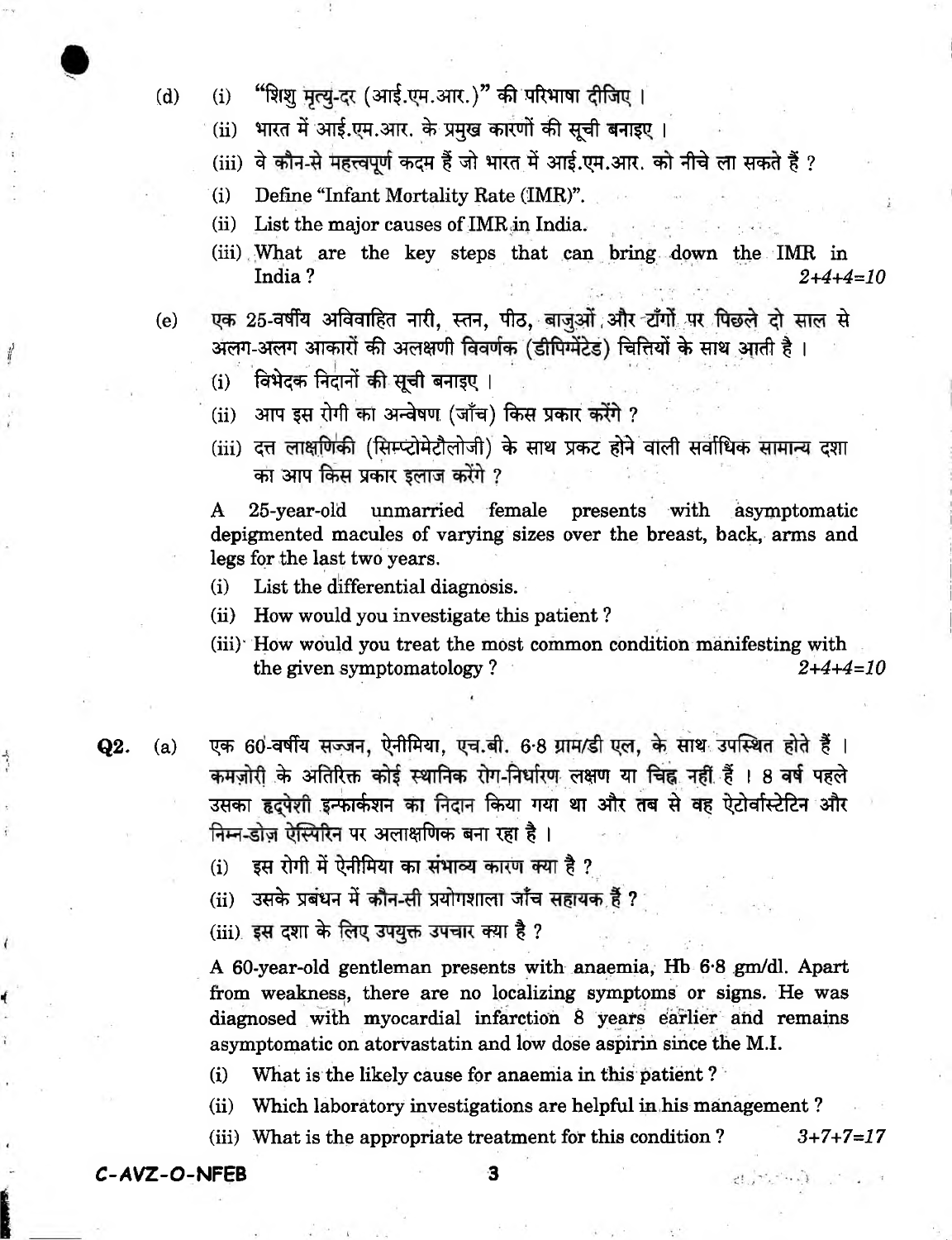(d) (i) "शिशु मृत्यु-दर (आई.एम.आर.)" की परिभाषा दीजिए ।

(ii) भारत में आई.एम.आर. के प्रमुख कारणों की सूची बनाइए ।

(iii) वे कौन-से महत्त्वपूर्ण कदम हैं जो भारत में आई.एम.आर. को नीचे ला सकते हैं ?

(i) Define "Infant Mortality Rate (IMR)".

(ii) List the major causes of IMR in India.

(iii) What are the key steps that can bring down the IMR in India ? *2+4+4=10*

(e) एक 25-वर्षीय अविवाहित नारी, स्तन, पीठ, बाजुओं और टाँगों पर पिछले दो साल से अलग-अलग आकारों की अलक्षणी विवर्णक (डीपिग्मेंटेड) चित्तियों के साथ आती है ।

(i) विभेदक निदानों की सूची बनाइए ।

(ii) आप इस रोगी का अन्वेषण (जाँच) किस प्रकार करेंगे ?

(iii) दत्त लाक्षणिकी (सिम्प्टोमेटौलोजी) के साथ प्रकट होने वाली सर्वाधिक सामान्य दशा का आप किस प्रकार इलाज करेंगे ?

A 25-year-old unmarried female presents with asymptomatic depigmented macules of varying sizes over the breast, back, arms and legs for the last two years.

(i) List the differential diagnosis.

(ii) How would you investigate this patient ?

(iii) How would you treat the most common condition manifesting with the given symptomatology ? *2+4+4=10*

**Q2.** (a) एक 60-वर्षीय सज्जन, ऐनीमिया, एच.बी. 6·8 ग्राम/डी एल, के साथ उपस्थित होते हैं । कमज़ोरी के अतिरिक्त कोई स्थानिक रोग-निर्धारण लक्षण या चिह्न नहीं हैं । 8 वर्ष पहले उसका हृद्पेशी इन्फार्कशन का निदान किया गया था और तब से वह ऐटोर्वास्टेटिन और निम्न-डोज़ ऐस्पिरिन पर अलाक्षणिक बना रहा है ।

(i) इस रोगी में ऐनीमिया का संभाव्य कारण क्या है ?

(ii) उसके प्रबंधन में कौन-सी प्रयोगशाला जाँच सहायक हैं ?

(iii) इस दशा के लिए उपयुक्त उपचार क्या है ?

A 60-year-old gentleman presents with anaemia, Hb 6·8 gm/dl. Apart from weakness, there are no localizing symptoms or signs. He was diagnosed with myocardial infarction 8 years earlier and remains asymptomatic on atorvastatin and low dose aspirin since the M.I.

(i) What is the likely cause for anaemia in this patient ?

(ii) Which laboratory investigations are helpful in his management ?

(iii) What is the appropriate treatment for this condition ? *3+7+7=17*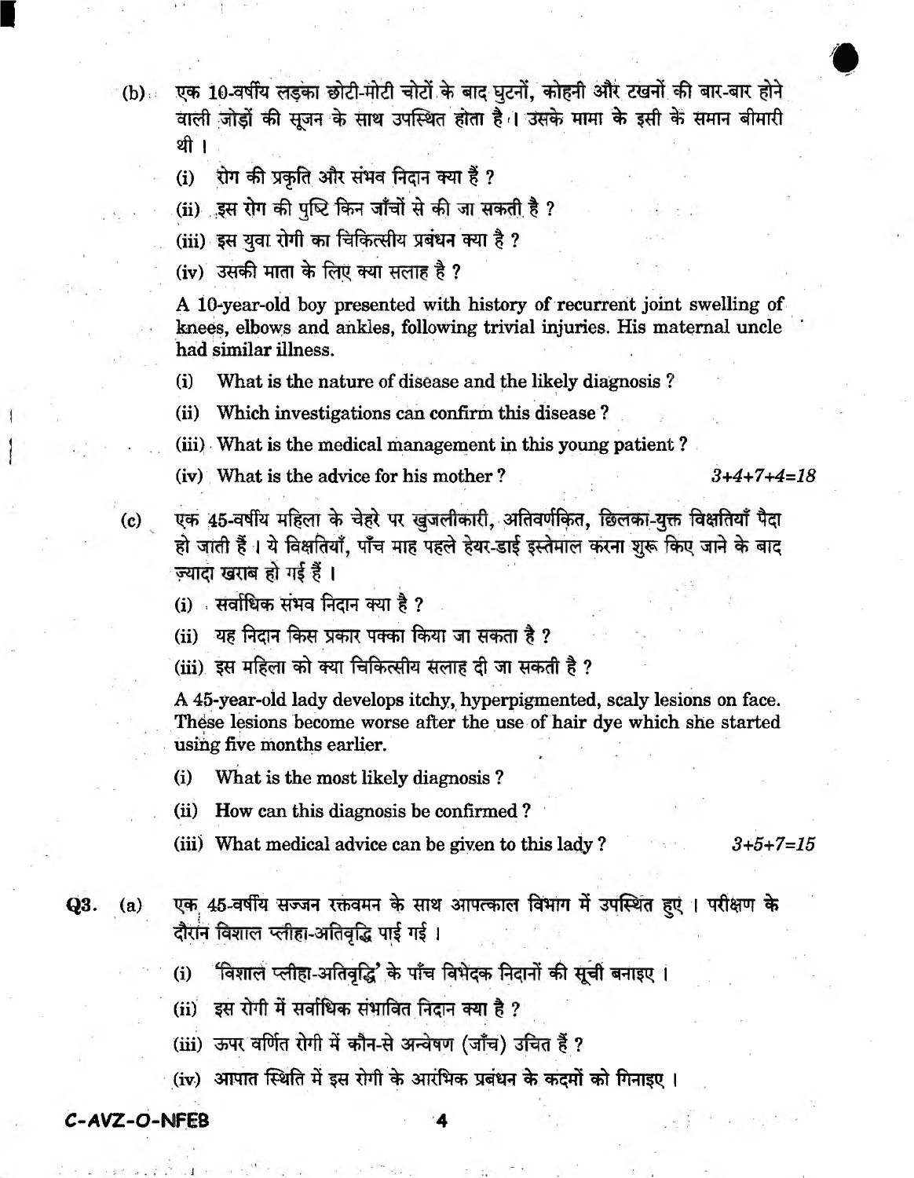(b) एक 10-वर्षीय लड़का छोटी-मोटी चोटों के बाद घुटनों, कोहनी और टखनों की बार-बार होने वाली जोड़ों की सूजन के साथ उपस्थित होता है। उसके मामा के इसी के समान बीमारी थी।

(i) रोग की प्रकृति और संभव निदान क्या हैं ?

(ii) इस रोग की पुष्टि किन जाँचों से की जा सकती है ?

(iii) इस युवा रोगी का चिकित्सीय प्रबंधन क्या है ?

(iv) उसकी माता के लिए क्या सलाह है ?

A 10-year-old boy presented with history of recurrent joint swelling of knees, elbows and ankles, following trivial injuries. His maternal uncle had similar illness.

(i) What is the nature of disease and the likely diagnosis ?

(ii) Which investigations can confirm this disease ?

(iii) What is the medical management in this young patient ?

(iv) What is the advice for his mother ? *3+4+7+4=18*

(c) एक 45-वर्षीय महिला के चेहरे पर खुजलीकारी, अतिवर्णकित, छिलका-युक्त विक्षतियाँ पैदा हो जाती हैं। ये विक्षतियाँ, पाँच माह पहले हेयर-डाई इस्तेमाल करना शुरू किए जाने के बाद ज़्यादा खराब हो गई हैं।

(i) सर्वाधिक संभव निदान क्या है ?

(ii) यह निदान किस प्रकार पक्का किया जा सकता है ?

(iii) इस महिला को क्या चिकित्सीय सलाह दी जा सकती है ?

A 45-year-old lady develops itchy, hyperpigmented, scaly lesions on face. These lesions become worse after the use of hair dye which she started using five months earlier.

(i) What is the most likely diagnosis ?

(ii) How can this diagnosis be confirmed ?

(iii) What medical advice can be given to this lady ? *3+5+7=15*

**Q3.** (a) एक 45-वर्षीय सज्जन रक्तवमन के साथ आपत्काल विभाग में उपस्थित हुए। परीक्षण के दौरान विशाल प्लीहा-अतिवृद्धि पाई गई।

(i) 'विशाल प्लीहा-अतिवृद्धि' के पाँच विभेदक निदानों की सूची बनाइए।

(ii) इस रोगी में सर्वाधिक संभावित निदान क्या है ?

(iii) ऊपर वर्णित रोगी में कौन-से अन्वेषण (जाँच) उचित हैं ?

(iv) आपात स्थिति में इस रोगी के आरंभिक प्रबंधन के कदमों को गिनाइए।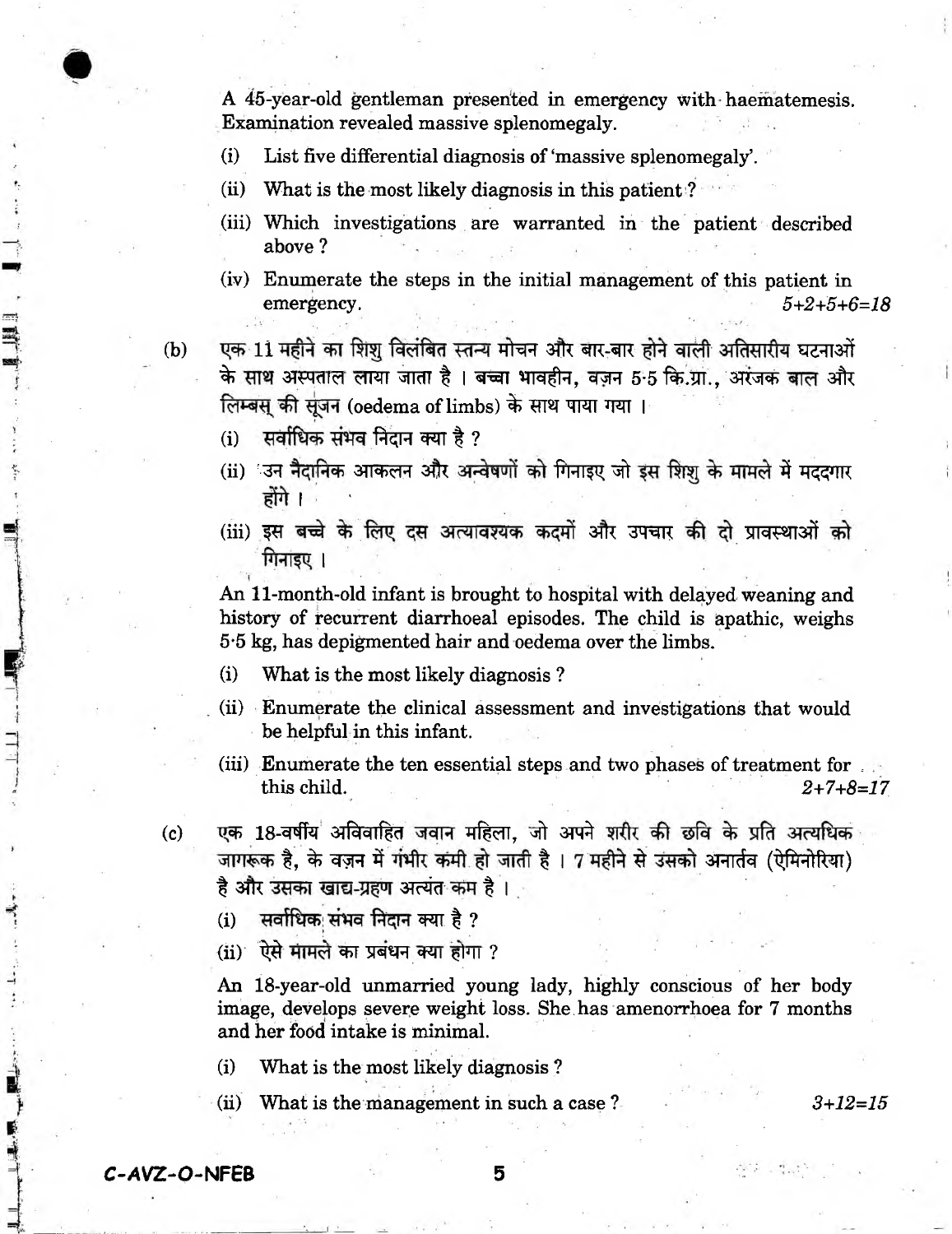A 45-year-old gentleman presented in emergency with haematemesis. Examination revealed massive splenomegaly.

(i) List five differential diagnosis of 'massive splenomegaly'.

(ii) What is the most likely diagnosis in this patient ?

(iii) Which investigations are warranted in the patient described above ?

(iv) Enumerate the steps in the initial management of this patient in emergency. *5+2+5+6=18*

(b) एक 11 महीने का शिशु विलंबित स्तन्य मोचन और बार-बार होने वाली अतिसारीय घटनाओं के साथ अस्पताल लाया जाता है । बच्चा भावहीन, वज़न 5·5 कि.ग्रा., अरंजक बाल और लिम्बस् की सूजन (oedema of limbs) के साथ पाया गया ।

(i) सर्वाधिक संभव निदान क्या है ?

(ii) उन नैदानिक आकलन और अन्वेषणों को गिनाइए जो इस शिशु के मामले में मददगार होंगे ।

(iii) इस बच्चे के लिए दस अत्यावश्यक कदमों और उपचार की दो प्रावस्थाओं को गिनाइए ।

An 11-month-old infant is brought to hospital with delayed weaning and history of recurrent diarrhoeal episodes. The child is apathic, weighs 5·5 kg, has depigmented hair and oedema over the limbs.

(i) What is the most likely diagnosis ?

(ii) Enumerate the clinical assessment and investigations that would be helpful in this infant.

(iii) Enumerate the ten essential steps and two phases of treatment for this child. *2+7+8=17*

(c) एक 18-वर्षीय अविवाहित जवान महिला, जो अपने शरीर की छवि के प्रति अत्यधिक जागरूक है, के वज़न में गंभीर कमी हो जाती है । 7 महीने से उसको अनार्तव (ऐमिनोरिया) है और उसका खाद्य-ग्रहण अत्यंत कम है ।

(i) सर्वाधिक संभव निदान क्या है ?

(ii) ऐसे मामले का प्रबंधन क्या होगा ?

An 18-year-old unmarried young lady, highly conscious of her body image, develops severe weight loss. She has amenorrhoea for 7 months and her food intake is minimal.

(i) What is the most likely diagnosis ?

(ii) What is the management in such a case ? *3+12=15*

C-AVZ-O-NFEB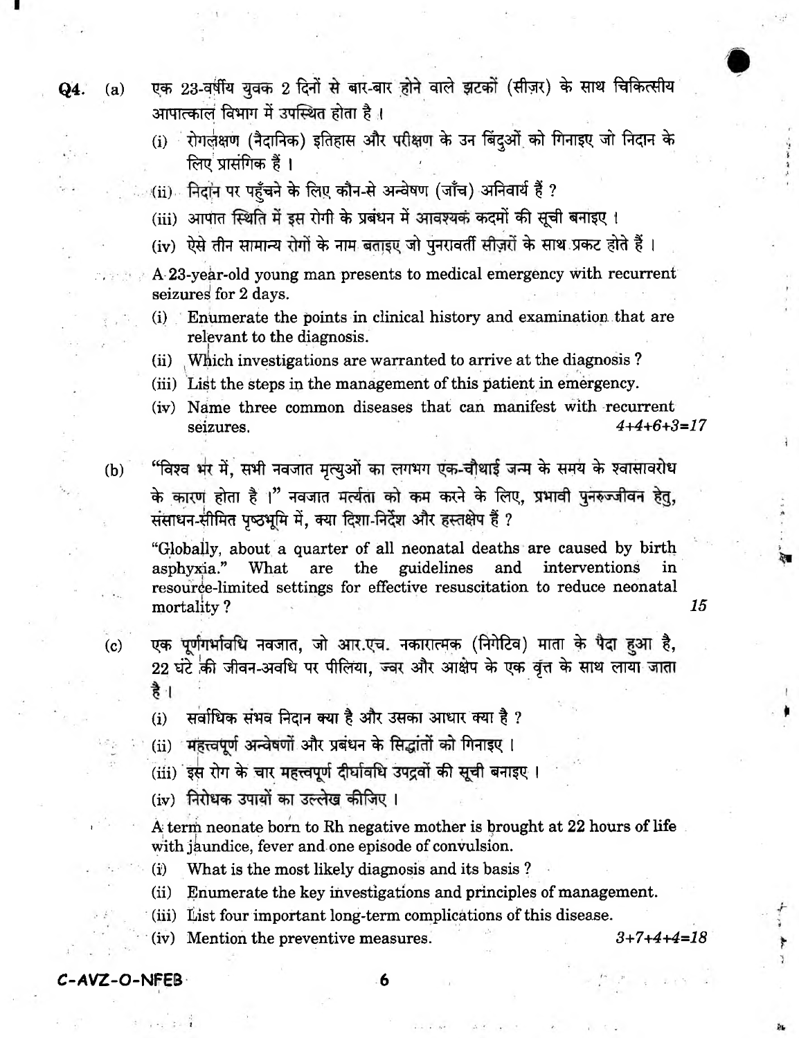**Q4.** (a) एक 23-वर्षीय युवक 2 दिनों से बार-बार होने वाले झटकों (सीज़र) के साथ चिकित्सीय आपात्काल विभाग में उपस्थित होता है ।

(i) रोगलक्षण (नैदानिक) इतिहास और परीक्षण के उन बिंदुओं को गिनाइए जो निदान के लिए प्रासंगिक हैं ।

(ii) निदान पर पहुँचने के लिए कौन-से अन्वेषण (जाँच) अनिवार्य हैं ?

(iii) आपात स्थिति में इस रोगी के प्रबंधन में आवश्यक कदमों की सूची बनाइए ।

(iv) ऐसे तीन सामान्य रोगों के नाम बताइए जो पुनरावर्ती सीज़रों के साथ प्रकट होते हैं ।

A 23-year-old young man presents to medical emergency with recurrent seizures for 2 days.

(i) Enumerate the points in clinical history and examination that are relevant to the diagnosis.

(ii) Which investigations are warranted to arrive at the diagnosis ?

(iii) List the steps in the management of this patient in emergency.

(iv) Name three common diseases that can manifest with recurrent seizures. *4+4+6+3=17*

(b) "विश्व भर में, सभी नवजात मृत्युओं का लगभग एक-चौथाई जन्म के समय के श्वासावरोध के कारण होता है ।" नवजात मर्त्यता को कम करने के लिए, प्रभावी पुनरुज्जीवन हेतु, संसाधन-सीमित पृष्ठभूमि में, क्या दिशा-निर्देश और हस्तक्षेप हैं ?

"Globally, about a quarter of all neonatal deaths are caused by birth asphyxia." What are the guidelines and interventions in resource-limited settings for effective resuscitation to reduce neonatal mortality ? *15*

(c) एक पूर्णगर्भावधि नवजात, जो आर.एच. नकारात्मक (निगेटिव) माता के पैदा हुआ है, 22 घंटे की जीवन-अवधि पर पीलिया, ज्वर और आक्षेप के एक वृत्त के साथ लाया जाता है ।

(i) सर्वाधिक संभव निदान क्या है और उसका आधार क्या है ?

(ii) महत्त्वपूर्ण अन्वेषणों और प्रबंधन के सिद्धांतों को गिनाइए ।

(iii) इस रोग के चार महत्त्वपूर्ण दीर्घावधि उपद्रवों की सूची बनाइए ।

(iv) निरोधक उपायों का उल्लेख कीजिए ।

A term neonate born to Rh negative mother is brought at 22 hours of life with jaundice, fever and one episode of convulsion.

(i) What is the most likely diagnosis and its basis ?

(ii) Enumerate the key investigations and principles of management.

(iii) List four important long-term complications of this disease.

(iv) Mention the preventive measures. *3+7+4+4=18*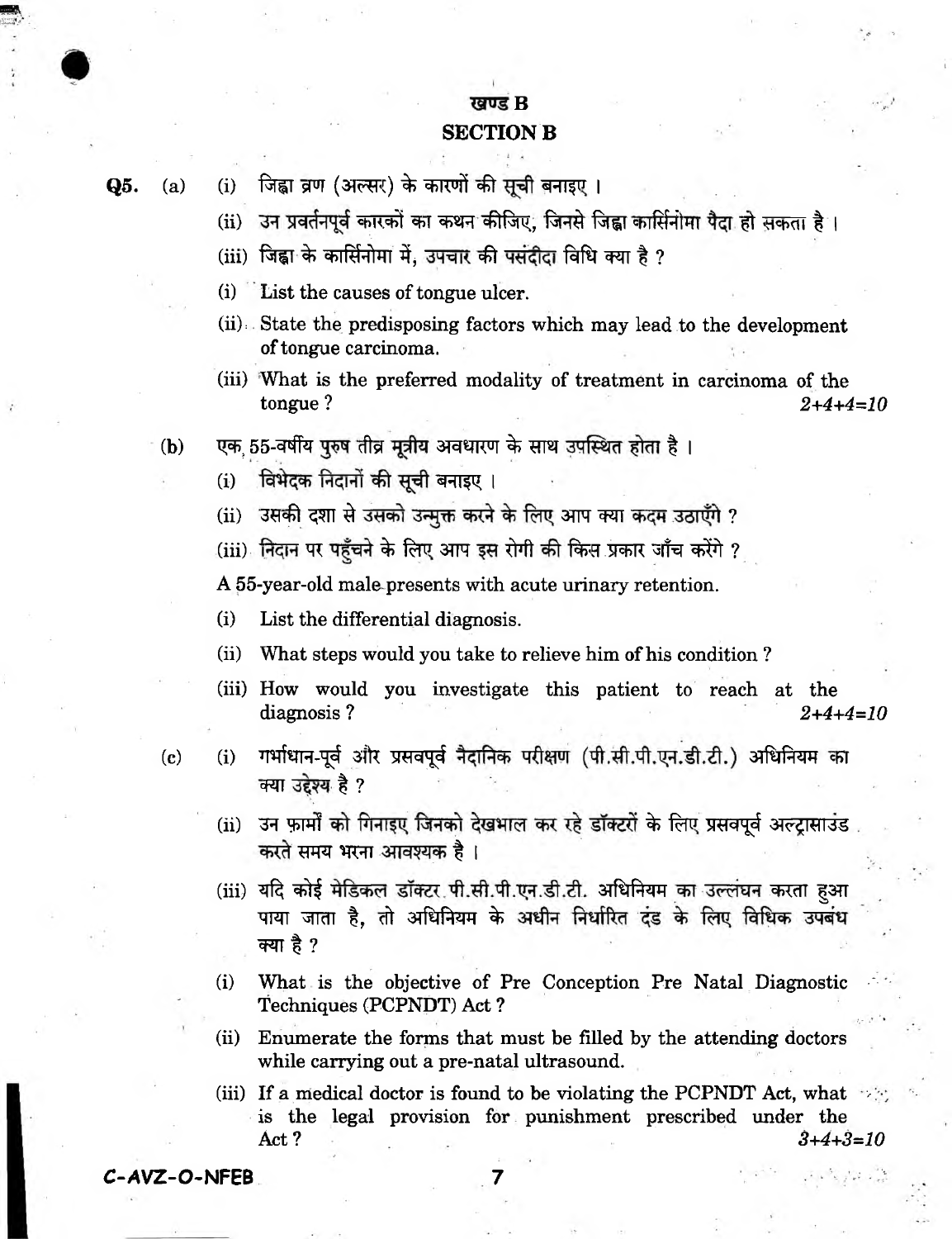## खण्ड B

## SECTION B

**Q5.** (a) (i) जिह्वा व्रण (अल्सर) के कारणों की सूची बनाइए ।

(ii) उन प्रवर्तनपूर्व कारकों का कथन कीजिए, जिनसे जिह्वा कार्सिनोमा पैदा हो सकता है ।

(iii) जिह्वा के कार्सिनोमा में, उपचार की पसंदीदा विधि क्या है ?

(i) List the causes of tongue ulcer.

(ii) State the predisposing factors which may lead to the development of tongue carcinoma.

(iii) What is the preferred modality of treatment in carcinoma of the tongue ? *2+4+4=10*

(b) एक 55-वर्षीय पुरुष तीव्र मूत्रीय अवधारण के साथ उपस्थित होता है ।

(i) विभेदक निदानों की सूची बनाइए ।

(ii) उसकी दशा से उसको उन्मुक्त करने के लिए आप क्या कदम उठाएँगे ?

(iii) निदान पर पहुँचने के लिए आप इस रोगी की किस प्रकार जाँच करेंगे ?

A 55-year-old male presents with acute urinary retention.

(i) List the differential diagnosis.

(ii) What steps would you take to relieve him of his condition ?

(iii) How would you investigate this patient to reach at the diagnosis ? *2+4+4=10*

(c) (i) गर्भाधान-पूर्व और प्रसवपूर्व नैदानिक परीक्षण (पी.सी.पी.एन.डी.टी.) अधिनियम का क्या उद्देश्य है ?

(ii) उन फ़ार्मों को गिनाइए जिनको देखभाल कर रहे डॉक्टरों के लिए प्रसवपूर्व अल्ट्रासाउंड करते समय भरना आवश्यक है ।

(iii) यदि कोई मेडिकल डॉक्टर पी.सी.पी.एन.डी.टी. अधिनियम का उल्लंघन करता हुआ पाया जाता है, तो अधिनियम के अधीन निर्धारित दंड के लिए विधिक उपबंध क्या है ?

(i) What is the objective of Pre Conception Pre Natal Diagnostic Techniques (PCPNDT) Act ?

(ii) Enumerate the forms that must be filled by the attending doctors while carrying out a pre-natal ultrasound.

(iii) If a medical doctor is found to be violating the PCPNDT Act, what is the legal provision for punishment prescribed under the Act ? *3+4+3=10*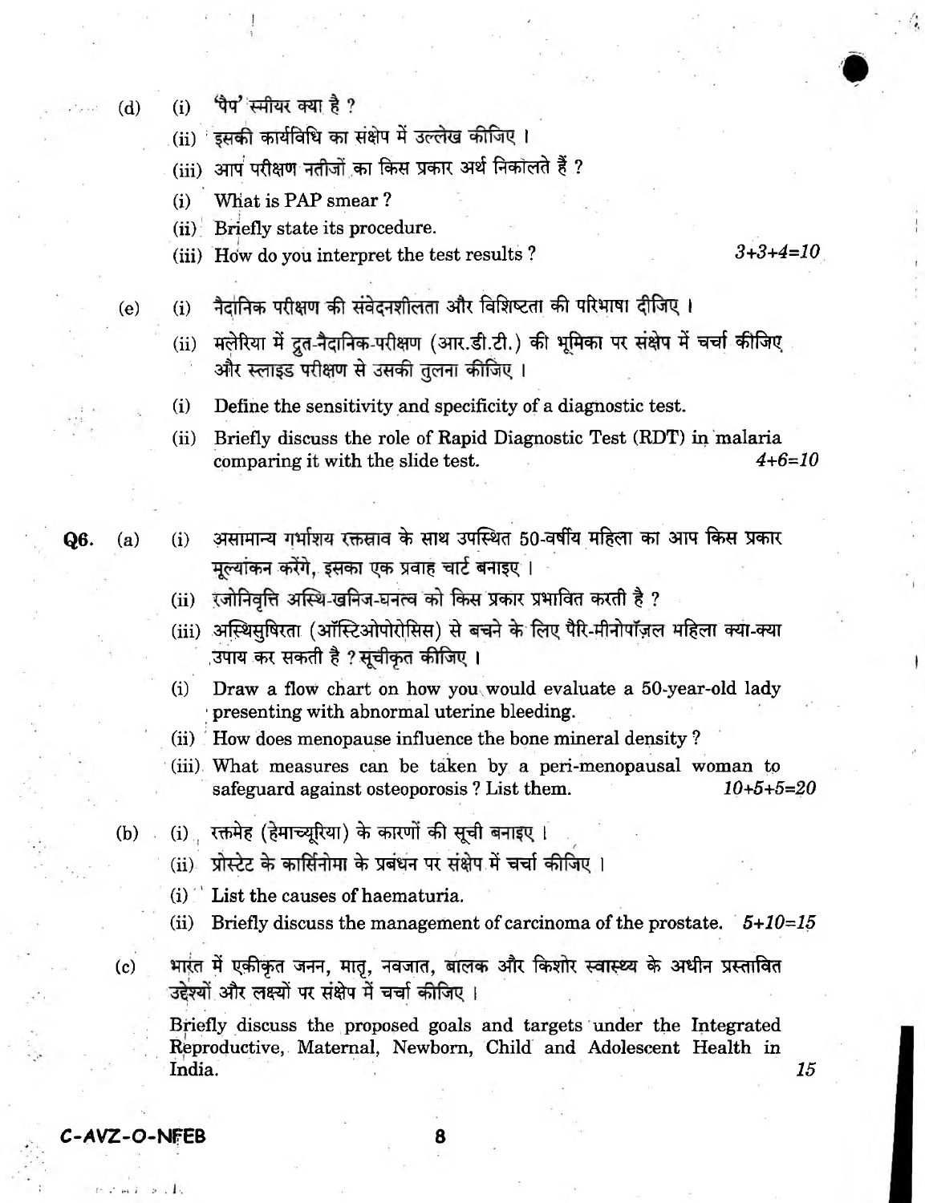(d) (i) 'पैप' स्मीयर क्या है ?

(ii) इसकी कार्यविधि का संक्षेप में उल्लेख कीजिए ।

(iii) आप परीक्षण नतीजों का किस प्रकार अर्थ निकालते हैं ?

(i) What is PAP smear ?

(ii) Briefly state its procedure.

(iii) How do you interpret the test results ? *3+3+4=10*

(e) (i) नैदानिक परीक्षण की संवेदनशीलता और विशिष्टता की परिभाषा दीजिए ।

(ii) मलेरिया में द्रुत-नैदानिक-परीक्षण (आर.डी.टी.) की भूमिका पर संक्षेप में चर्चा कीजिए और स्लाइड परीक्षण से उसकी तुलना कीजिए ।

(i) Define the sensitivity and specificity of a diagnostic test.

(ii) Briefly discuss the role of Rapid Diagnostic Test (RDT) in malaria comparing it with the slide test. *4+6=10*

**Q6.** (a) (i) असामान्य गर्भाशय रक्तस्राव के साथ उपस्थित 50-वर्षीय महिला का आप किस प्रकार मूल्यांकन करेंगे, इसका एक प्रवाह चार्ट बनाइए ।

(ii) रजोनिवृत्ति अस्थि-खनिज-घनत्व को किस प्रकार प्रभावित करती है ?

(iii) अस्थिसुषिरता (ऑस्टिओपोरोसिस) से बचने के लिए पैरी-मीनोपॉज़ल महिला क्या-क्या उपाय कर सकती है ? सूचीकृत कीजिए ।

(i) Draw a flow chart on how you would evaluate a 50-year-old lady presenting with abnormal uterine bleeding.

(ii) How does menopause influence the bone mineral density ?

(iii) What measures can be taken by a peri-menopausal woman to safeguard against osteoporosis ? List them. *10+5+5=20*

(b) (i) रक्तमेह (हेमाच्यूरिया) के कारणों की सूची बनाइए ।

(ii) प्रोस्टेट के कार्सिनोमा के प्रबंधन पर संक्षेप में चर्चा कीजिए ।

(i) List the causes of haematuria.

(ii) Briefly discuss the management of carcinoma of the prostate. *5+10=15*

(c) भारत में एकीकृत जनन, मातृ, नवजात, बालक और किशोर स्वास्थ्य के अधीन प्रस्तावित उद्देश्यों और लक्ष्यों पर संक्षेप में चर्चा कीजिए ।

Briefly discuss the proposed goals and targets under the Integrated Reproductive, Maternal, Newborn, Child and Adolescent Health in India. *15*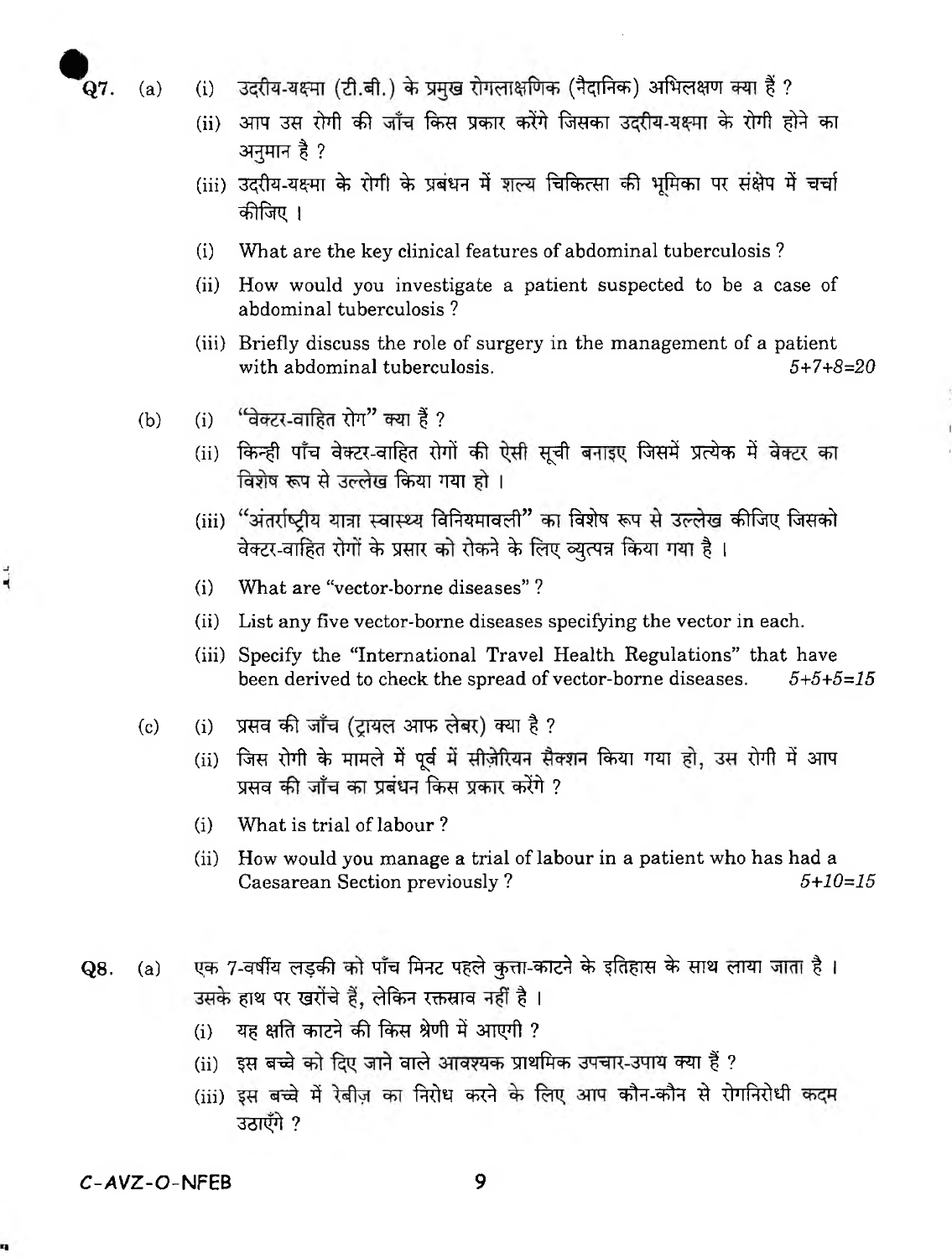**Q7.** (a) (i) उदरीय-यक्ष्मा (टी.बी.) के प्रमुख रोगलाक्षणिक (नैदानिक) अभिलक्षण क्या हैं ?

(ii) आप उस रोगी की जाँच किस प्रकार करेंगे जिसका उदरीय-यक्ष्मा के रोगी होने का अनुमान है ?

(iii) उदरीय-यक्ष्मा के रोगी के प्रबंधन में शल्य चिकित्सा की भूमिका पर संक्षेप में चर्चा कीजिए ।

(i) What are the key clinical features of abdominal tuberculosis ?

(ii) How would you investigate a patient suspected to be a case of abdominal tuberculosis ?

(iii) Briefly discuss the role of surgery in the management of a patient with abdominal tuberculosis. *5+7+8=20*

(b) (i) "वेक्टर-वाहित रोग" क्या हैं ?

(ii) किन्ही पाँच वेक्टर-वाहित रोगों की ऐसी सूची बनाइए जिसमें प्रत्येक में वेक्टर का विशेष रूप से उल्लेख किया गया हो ।

(iii) "अंतर्राष्ट्रीय यात्रा स्वास्थ्य विनियमावली" का विशेष रूप से उल्लेख कीजिए जिसको वेक्टर-वाहित रोगों के प्रसार को रोकने के लिए व्युत्पन्न किया गया है ।

(i) What are "vector-borne diseases" ?

(ii) List any five vector-borne diseases specifying the vector in each.

(iii) Specify the "International Travel Health Regulations" that have been derived to check the spread of vector-borne diseases. *5+5+5=15*

(c) (i) प्रसव की जाँच (ट्रायल आफ लेबर) क्या है ?

(ii) जिस रोगी के मामले में पूर्व में सीज़ेरियन सैक्शन किया गया हो, उस रोगी में आप प्रसव की जाँच का प्रबंधन किस प्रकार करेंगे ?

(i) What is trial of labour ?

(ii) How would you manage a trial of labour in a patient who has had a Caesarean Section previously ? *5+10=15*

**Q8.** (a) एक 7-वर्षीय लड़की को पाँच मिनट पहले कुत्ता-काटने के इतिहास के साथ लाया जाता है । उसके हाथ पर खरोंचे हैं, लेकिन रक्तस्राव नहीं है ।

(i) यह क्षति काटने की किस श्रेणी में आएगी ?

(ii) इस बच्चे को दिए जाने वाले आवश्यक प्राथमिक उपचार-उपाय क्या हैं ?

(iii) इस बच्चे में रेबीज़ का निरोध करने के लिए आप कौन-कौन से रोगनिरोधी कदम उठाएँगे ?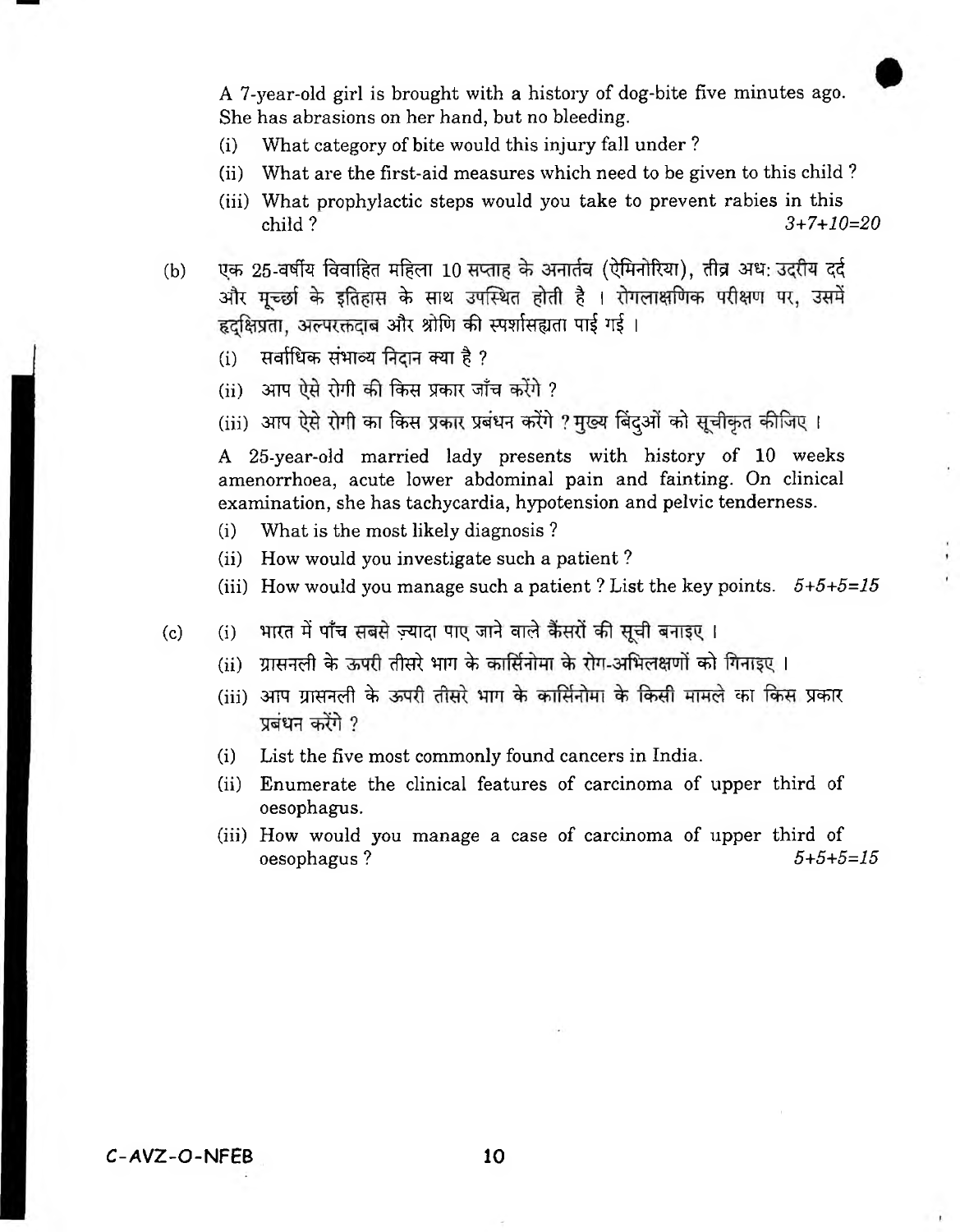A 7-year-old girl is brought with a history of dog-bite five minutes ago. She has abrasions on her hand, but no bleeding.

(i) What category of bite would this injury fall under ?

(ii) What are the first-aid measures which need to be given to this child ?

(iii) What prophylactic steps would you take to prevent rabies in this child ? *3+7+10=20*

(b) एक 25-वर्षीय विवाहित महिला 10 सप्ताह के अनार्तव (ऐमिनोरिया), तीव्र अध: उदरीय दर्द और मूर्च्छा के इतिहास के साथ उपस्थित होती है । रोगलाक्षणिक परीक्षण पर, उसमें हृद्क्षिप्रता, अल्परक्तदाब और श्रोणि की स्पर्शासह्यता पाई गई ।

(i) सर्वाधिक संभाव्य निदान क्या है ?

(ii) आप ऐसे रोगी की किस प्रकार जाँच करेंगे ?

(iii) आप ऐसे रोगी का किस प्रकार प्रबंधन करेंगे ? मुख्य बिंदुओं को सूचीकृत कीजिए ।

A 25-year-old married lady presents with history of 10 weeks amenorrhoea, acute lower abdominal pain and fainting. On clinical examination, she has tachycardia, hypotension and pelvic tenderness.

(i) What is the most likely diagnosis ?

(ii) How would you investigate such a patient ?

(iii) How would you manage such a patient ? List the key points. *5+5+5=15*

(c) (i) भारत में पाँच सबसे ज़्यादा पाए जाने वाले कैंसरों की सूची बनाइए ।

(ii) ग्रासनली के ऊपरी तीसरे भाग के कार्सिनोमा के रोग-अभिलक्षणों को गिनाइए ।

(iii) आप ग्रासनली के ऊपरी तीसरे भाग के कार्सिनोमा के किसी मामले का किस प्रकार प्रबंधन करेंगे ?

(i) List the five most commonly found cancers in India.

(ii) Enumerate the clinical features of carcinoma of upper third of oesophagus.

(iii) How would you manage a case of carcinoma of upper third of oesophagus ? *5+5+5=15*